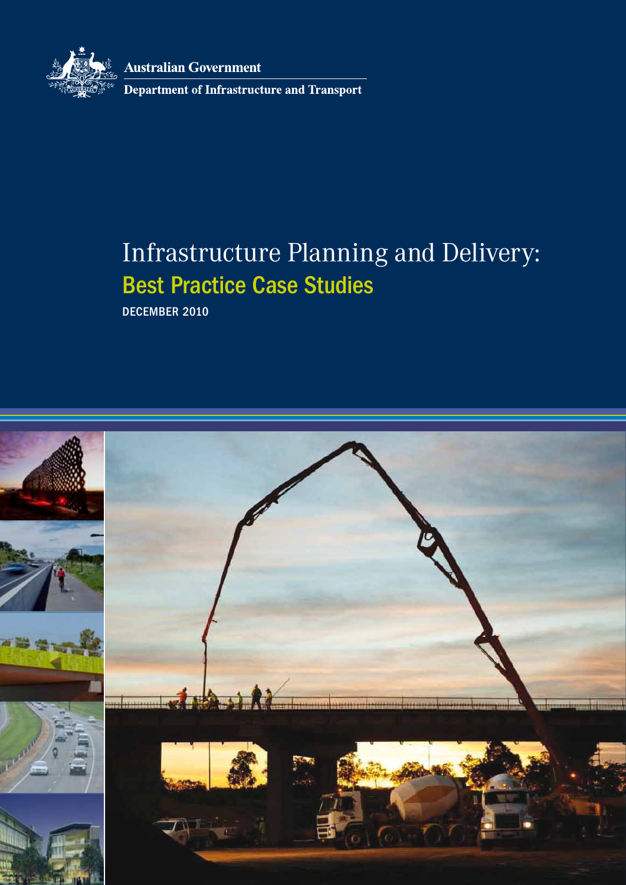Australian Government

Department of Infrastructure and Transport

# Infrastructure Planning and Delivery:

## Best Practice Case Studies

DECEMBER 2010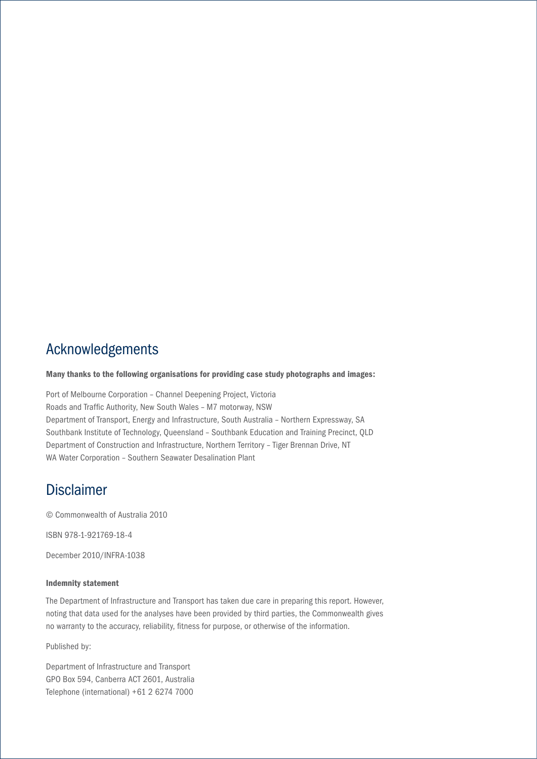## Acknowledgements

**Many thanks to the following organisations for providing case study photographs and images:**

Port of Melbourne Corporation – Channel Deepening Project, Victoria
Roads and Traffic Authority, New South Wales – M7 motorway, NSW
Department of Transport, Energy and Infrastructure, South Australia – Northern Expressway, SA
Southbank Institute of Technology, Queensland – Southbank Education and Training Precinct, QLD
Department of Construction and Infrastructure, Northern Territory – Tiger Brennan Drive, NT
WA Water Corporation – Southern Seawater Desalination Plant

## Disclaimer

© Commonwealth of Australia 2010

ISBN 978-1-921769-18-4

December 2010/INFRA-1038

**Indemnity statement**

The Department of Infrastructure and Transport has taken due care in preparing this report. However, noting that data used for the analyses have been provided by third parties, the Commonwealth gives no warranty to the accuracy, reliability, fitness for purpose, or otherwise of the information.

Published by:

Department of Infrastructure and Transport
GPO Box 594, Canberra ACT 2601, Australia
Telephone (international) +61 2 6274 7000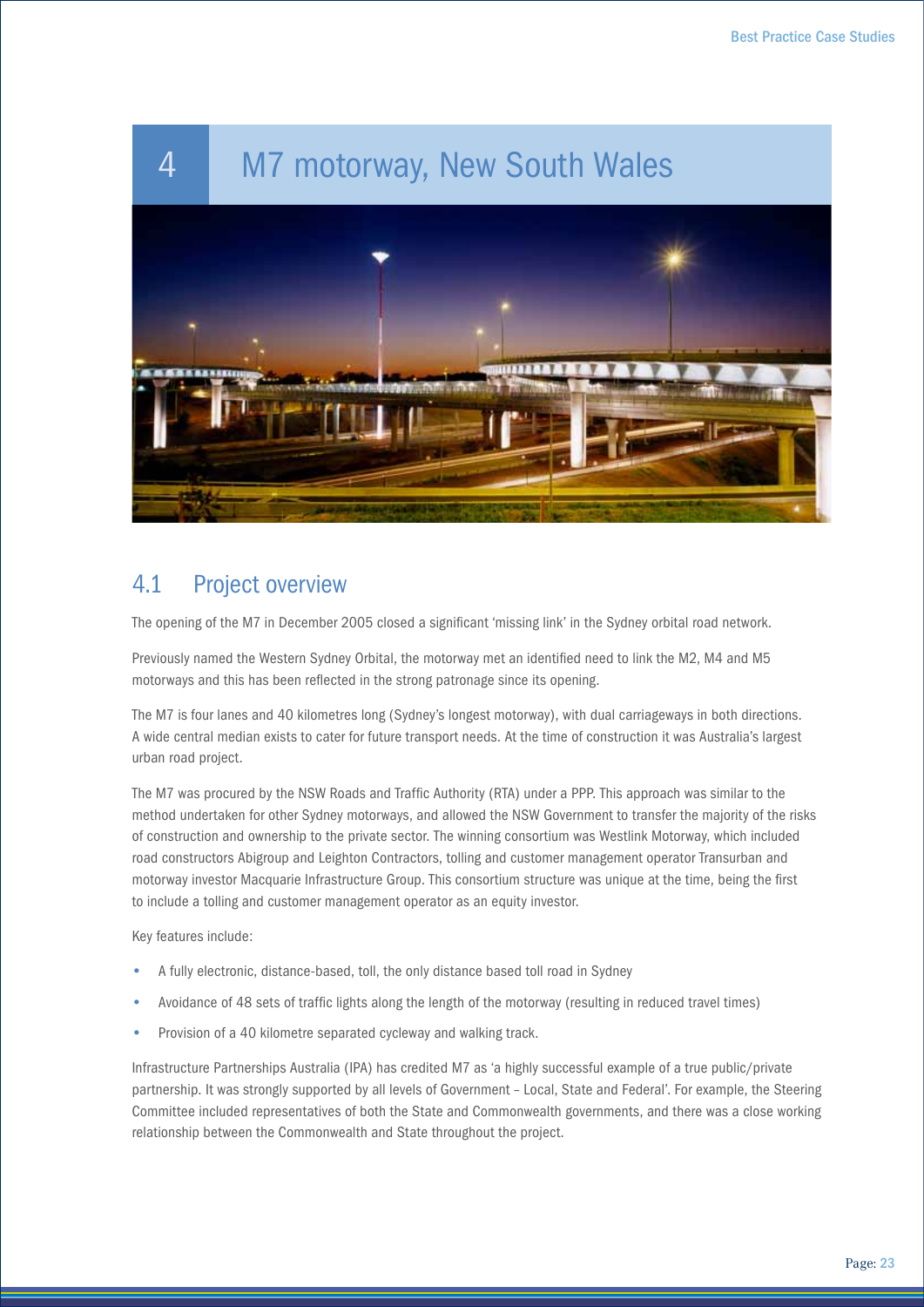# 4 M7 motorway, New South Wales

## 4.1 Project overview

The opening of the M7 in December 2005 closed a significant 'missing link' in the Sydney orbital road network.

Previously named the Western Sydney Orbital, the motorway met an identified need to link the M2, M4 and M5 motorways and this has been reflected in the strong patronage since its opening.

The M7 is four lanes and 40 kilometres long (Sydney's longest motorway), with dual carriageways in both directions. A wide central median exists to cater for future transport needs. At the time of construction it was Australia's largest urban road project.

The M7 was procured by the NSW Roads and Traffic Authority (RTA) under a PPP. This approach was similar to the method undertaken for other Sydney motorways, and allowed the NSW Government to transfer the majority of the risks of construction and ownership to the private sector. The winning consortium was Westlink Motorway, which included road constructors Abigroup and Leighton Contractors, tolling and customer management operator Transurban and motorway investor Macquarie Infrastructure Group. This consortium structure was unique at the time, being the first to include a tolling and customer management operator as an equity investor.

Key features include:

- A fully electronic, distance-based, toll, the only distance based toll road in Sydney
- Avoidance of 48 sets of traffic lights along the length of the motorway (resulting in reduced travel times)
- Provision of a 40 kilometre separated cycleway and walking track.

Infrastructure Partnerships Australia (IPA) has credited M7 as 'a highly successful example of a true public/private partnership. It was strongly supported by all levels of Government – Local, State and Federal'. For example, the Steering Committee included representatives of both the State and Commonwealth governments, and there was a close working relationship between the Commonwealth and State throughout the project.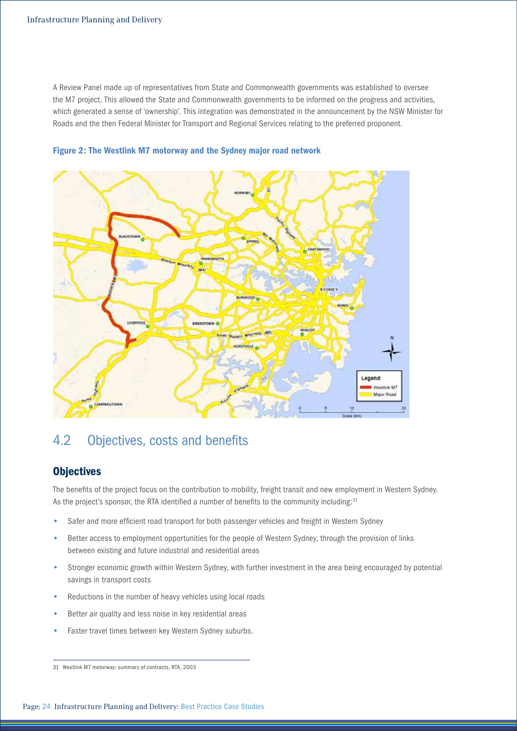A Review Panel made up of representatives from State and Commonwealth governments was established to oversee the M7 project. This allowed the State and Commonwealth governments to be informed on the progress and activities, which generated a sense of 'ownership'. This integration was demonstrated in the announcement by the NSW Minister for Roads and the then Federal Minister for Transport and Regional Services relating to the preferred proponent.

**Figure 2: The Westlink M7 motorway and the Sydney major road network**

## 4.2 Objectives, costs and benefits

### Objectives

The benefits of the project focus on the contribution to mobility, freight transit and new employment in Western Sydney. As the project's sponsor, the RTA identified a number of benefits to the community including:[31]

- Safer and more efficient road transport for both passenger vehicles and freight in Western Sydney
- Better access to employment opportunities for the people of Western Sydney, through the provision of links between existing and future industrial and residential areas
- Stronger economic growth within Western Sydney, with further investment in the area being encouraged by potential savings in transport costs
- Reductions in the number of heavy vehicles using local roads
- Better air quality and less noise in key residential areas
- Faster travel times between key Western Sydney suburbs.

---

31 Westlink M7 motorway: summary of contracts, RTA, 2003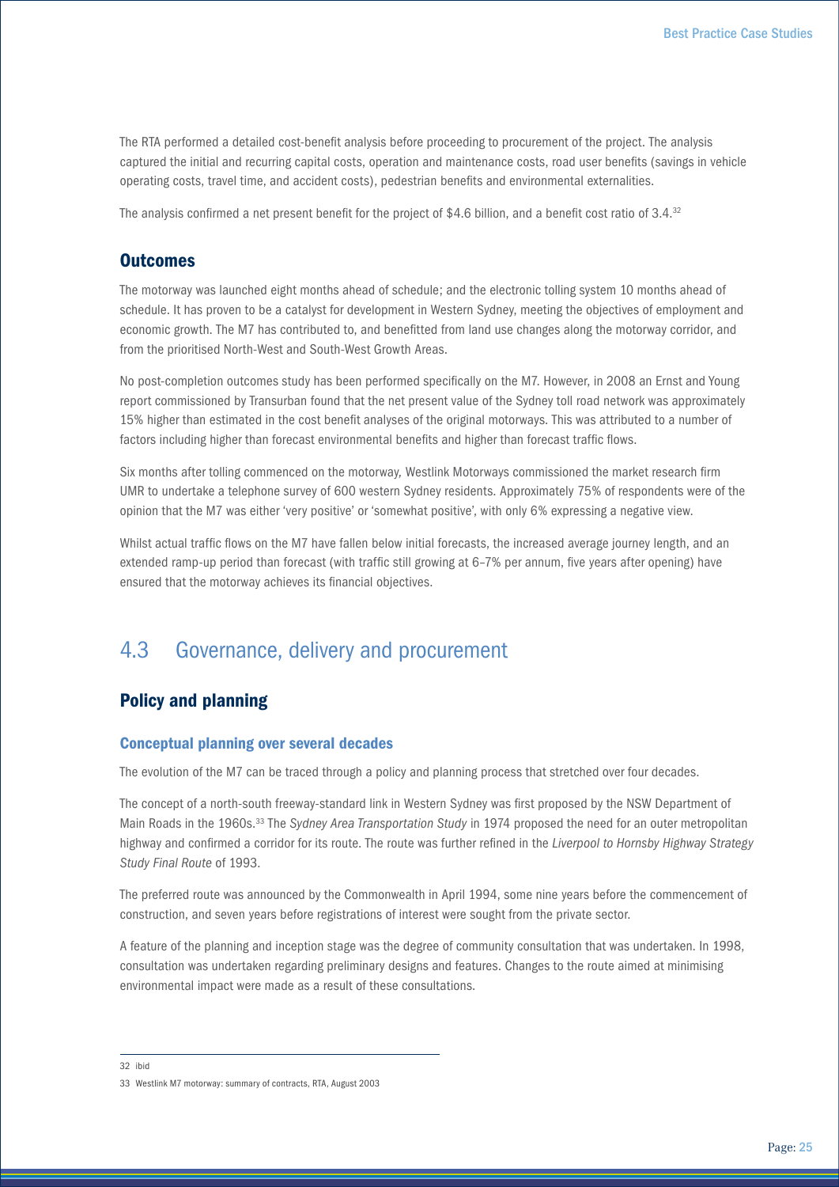The RTA performed a detailed cost-benefit analysis before proceeding to procurement of the project. The analysis captured the initial and recurring capital costs, operation and maintenance costs, road user benefits (savings in vehicle operating costs, travel time, and accident costs), pedestrian benefits and environmental externalities.

The analysis confirmed a net present benefit for the project of $4.6 billion, and a benefit cost ratio of 3.4.[32]

### Outcomes

The motorway was launched eight months ahead of schedule; and the electronic tolling system 10 months ahead of schedule. It has proven to be a catalyst for development in Western Sydney, meeting the objectives of employment and economic growth. The M7 has contributed to, and benefitted from land use changes along the motorway corridor, and from the prioritised North-West and South-West Growth Areas.

No post-completion outcomes study has been performed specifically on the M7. However, in 2008 an Ernst and Young report commissioned by Transurban found that the net present value of the Sydney toll road network was approximately 15% higher than estimated in the cost benefit analyses of the original motorways. This was attributed to a number of factors including higher than forecast environmental benefits and higher than forecast traffic flows.

Six months after tolling commenced on the motorway, Westlink Motorways commissioned the market research firm UMR to undertake a telephone survey of 600 western Sydney residents. Approximately 75% of respondents were of the opinion that the M7 was either 'very positive' or 'somewhat positive', with only 6% expressing a negative view.

Whilst actual traffic flows on the M7 have fallen below initial forecasts, the increased average journey length, and an extended ramp-up period than forecast (with traffic still growing at 6–7% per annum, five years after opening) have ensured that the motorway achieves its financial objectives.

## 4.3 Governance, delivery and procurement

### Policy and planning

#### Conceptual planning over several decades

The evolution of the M7 can be traced through a policy and planning process that stretched over four decades.

The concept of a north-south freeway-standard link in Western Sydney was first proposed by the NSW Department of Main Roads in the 1960s.[33] The *Sydney Area Transportation Study* in 1974 proposed the need for an outer metropolitan highway and confirmed a corridor for its route. The route was further refined in the *Liverpool to Hornsby Highway Strategy Study Final Route* of 1993.

The preferred route was announced by the Commonwealth in April 1994, some nine years before the commencement of construction, and seven years before registrations of interest were sought from the private sector.

A feature of the planning and inception stage was the degree of community consultation that was undertaken. In 1998, consultation was undertaken regarding preliminary designs and features. Changes to the route aimed at minimising environmental impact were made as a result of these consultations.

---

32 ibid

33 Westlink M7 motorway: summary of contracts, RTA, August 2003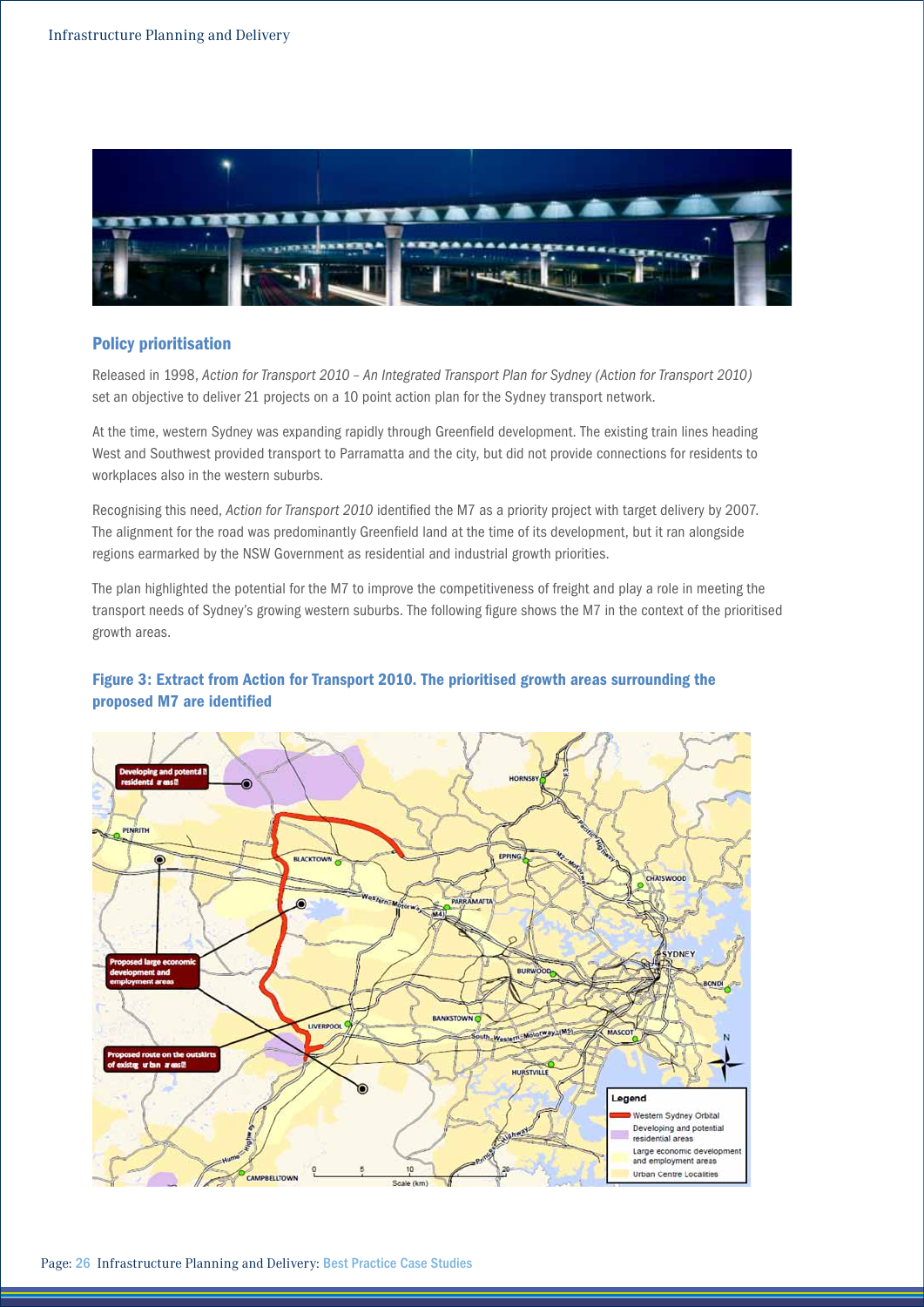## Policy prioritisation

Released in 1998, *Action for Transport 2010 – An Integrated Transport Plan for Sydney (Action for Transport 2010)* set an objective to deliver 21 projects on a 10 point action plan for the Sydney transport network.

At the time, western Sydney was expanding rapidly through Greenfield development. The existing train lines heading West and Southwest provided transport to Parramatta and the city, but did not provide connections for residents to workplaces also in the western suburbs.

Recognising this need, *Action for Transport 2010* identified the M7 as a priority project with target delivery by 2007. The alignment for the road was predominantly Greenfield land at the time of its development, but it ran alongside regions earmarked by the NSW Government as residential and industrial growth priorities.

The plan highlighted the potential for the M7 to improve the competitiveness of freight and play a role in meeting the transport needs of Sydney's growing western suburbs. The following figure shows the M7 in the context of the prioritised growth areas.

**Figure 3: Extract from Action for Transport 2010. The prioritised growth areas surrounding the proposed M7 are identified**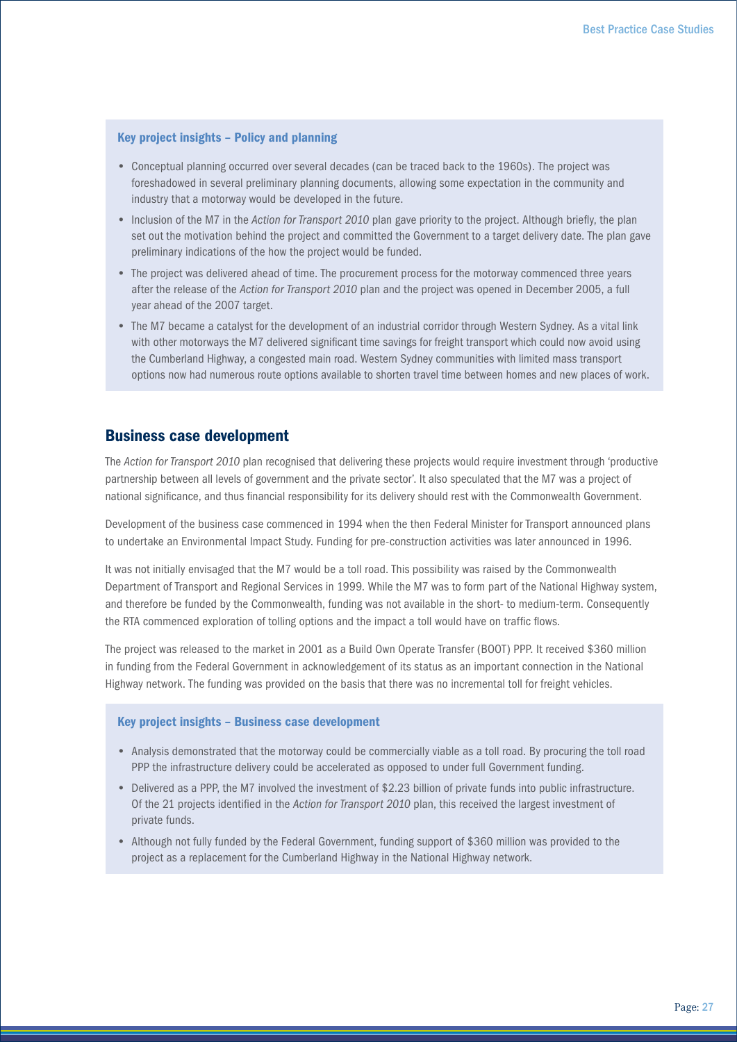### Key project insights – Policy and planning

- Conceptual planning occurred over several decades (can be traced back to the 1960s). The project was foreshadowed in several preliminary planning documents, allowing some expectation in the community and industry that a motorway would be developed in the future.
- Inclusion of the M7 in the *Action for Transport 2010* plan gave priority to the project. Although briefly, the plan set out the motivation behind the project and committed the Government to a target delivery date. The plan gave preliminary indications of the how the project would be funded.
- The project was delivered ahead of time. The procurement process for the motorway commenced three years after the release of the *Action for Transport 2010* plan and the project was opened in December 2005, a full year ahead of the 2007 target.
- The M7 became a catalyst for the development of an industrial corridor through Western Sydney. As a vital link with other motorways the M7 delivered significant time savings for freight transport which could now avoid using the Cumberland Highway, a congested main road. Western Sydney communities with limited mass transport options now had numerous route options available to shorten travel time between homes and new places of work.

## Business case development

The *Action for Transport 2010* plan recognised that delivering these projects would require investment through 'productive partnership between all levels of government and the private sector'. It also speculated that the M7 was a project of national significance, and thus financial responsibility for its delivery should rest with the Commonwealth Government.

Development of the business case commenced in 1994 when the then Federal Minister for Transport announced plans to undertake an Environmental Impact Study. Funding for pre-construction activities was later announced in 1996.

It was not initially envisaged that the M7 would be a toll road. This possibility was raised by the Commonwealth Department of Transport and Regional Services in 1999. While the M7 was to form part of the National Highway system, and therefore be funded by the Commonwealth, funding was not available in the short- to medium-term. Consequently the RTA commenced exploration of tolling options and the impact a toll would have on traffic flows.

The project was released to the market in 2001 as a Build Own Operate Transfer (BOOT) PPP. It received $360 million in funding from the Federal Government in acknowledgement of its status as an important connection in the National Highway network. The funding was provided on the basis that there was no incremental toll for freight vehicles.

### Key project insights – Business case development

- Analysis demonstrated that the motorway could be commercially viable as a toll road. By procuring the toll road PPP the infrastructure delivery could be accelerated as opposed to under full Government funding.
- Delivered as a PPP, the M7 involved the investment of $2.23 billion of private funds into public infrastructure. Of the 21 projects identified in the *Action for Transport 2010* plan, this received the largest investment of private funds.
- Although not fully funded by the Federal Government, funding support of $360 million was provided to the project as a replacement for the Cumberland Highway in the National Highway network.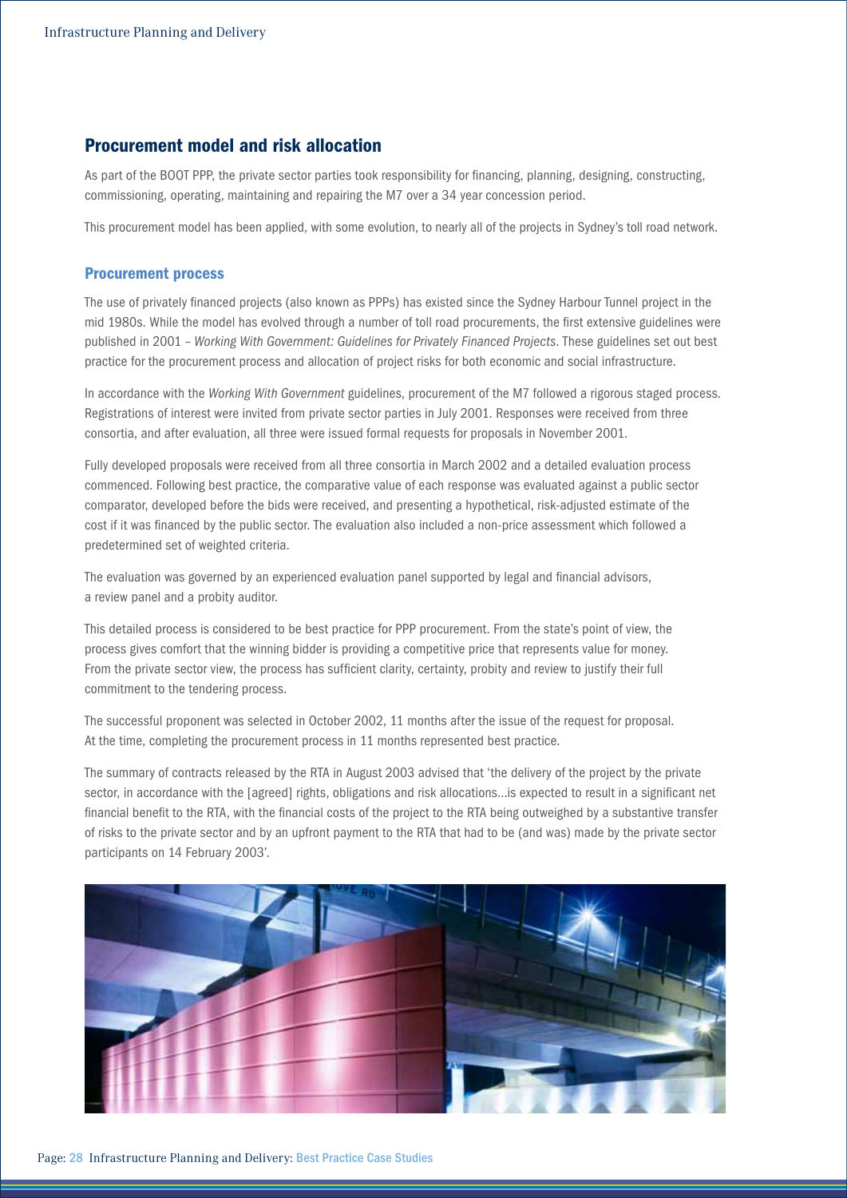## Procurement model and risk allocation

As part of the BOOT PPP, the private sector parties took responsibility for financing, planning, designing, constructing, commissioning, operating, maintaining and repairing the M7 over a 34 year concession period.

This procurement model has been applied, with some evolution, to nearly all of the projects in Sydney's toll road network.

### Procurement process

The use of privately financed projects (also known as PPPs) has existed since the Sydney Harbour Tunnel project in the mid 1980s. While the model has evolved through a number of toll road procurements, the first extensive guidelines were published in 2001 – *Working With Government: Guidelines for Privately Financed Projects*. These guidelines set out best practice for the procurement process and allocation of project risks for both economic and social infrastructure.

In accordance with the *Working With Government* guidelines, procurement of the M7 followed a rigorous staged process. Registrations of interest were invited from private sector parties in July 2001. Responses were received from three consortia, and after evaluation, all three were issued formal requests for proposals in November 2001.

Fully developed proposals were received from all three consortia in March 2002 and a detailed evaluation process commenced. Following best practice, the comparative value of each response was evaluated against a public sector comparator, developed before the bids were received, and presenting a hypothetical, risk-adjusted estimate of the cost if it was financed by the public sector. The evaluation also included a non-price assessment which followed a predetermined set of weighted criteria.

The evaluation was governed by an experienced evaluation panel supported by legal and financial advisors, a review panel and a probity auditor.

This detailed process is considered to be best practice for PPP procurement. From the state's point of view, the process gives comfort that the winning bidder is providing a competitive price that represents value for money. From the private sector view, the process has sufficient clarity, certainty, probity and review to justify their full commitment to the tendering process.

The successful proponent was selected in October 2002, 11 months after the issue of the request for proposal. At the time, completing the procurement process in 11 months represented best practice.

The summary of contracts released by the RTA in August 2003 advised that 'the delivery of the project by the private sector, in accordance with the [agreed] rights, obligations and risk allocations…is expected to result in a significant net financial benefit to the RTA, with the financial costs of the project to the RTA being outweighed by a substantive transfer of risks to the private sector and by an upfront payment to the RTA that had to be (and was) made by the private sector participants on 14 February 2003'.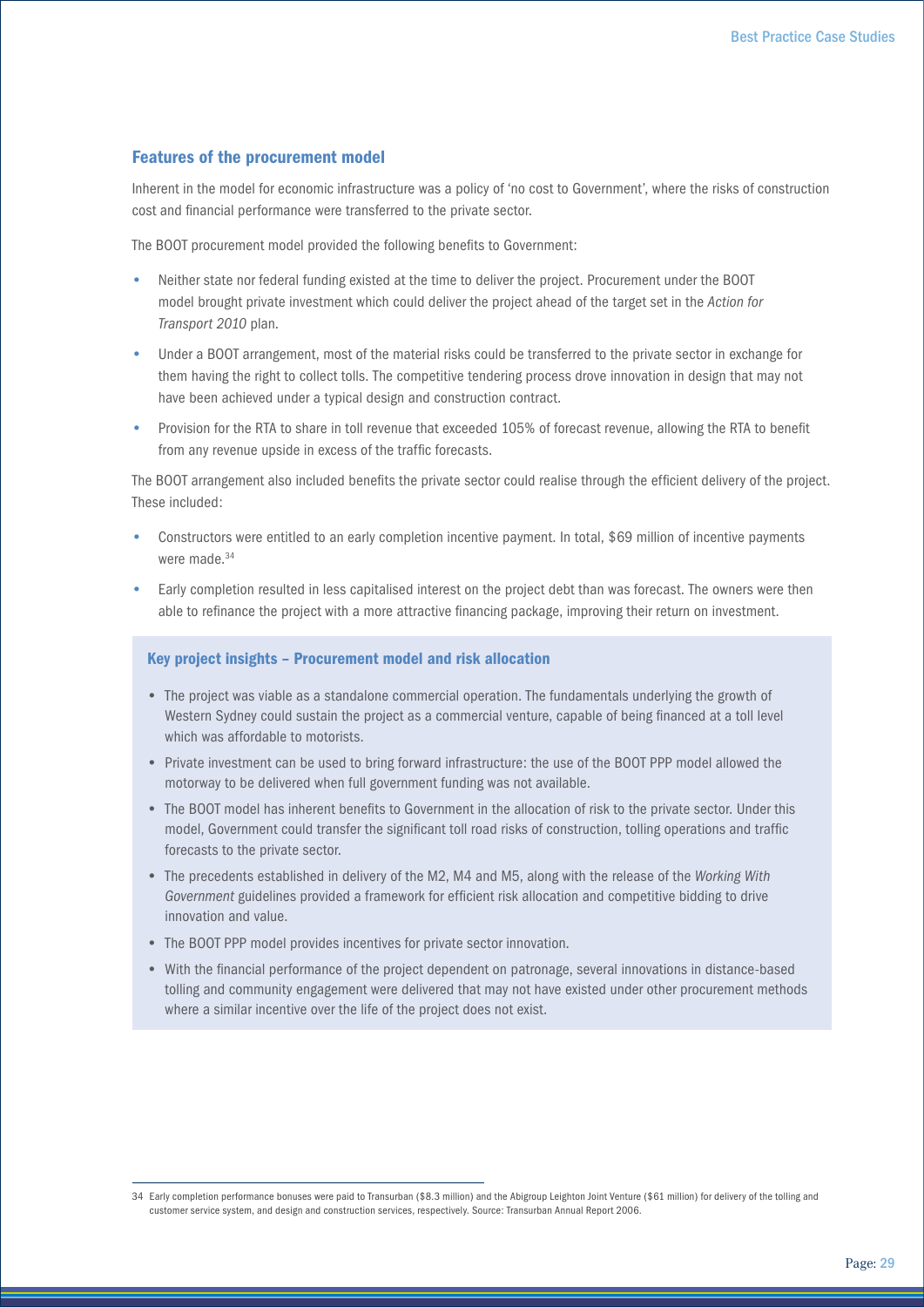## Features of the procurement model

Inherent in the model for economic infrastructure was a policy of 'no cost to Government', where the risks of construction cost and financial performance were transferred to the private sector.

The BOOT procurement model provided the following benefits to Government:

- Neither state nor federal funding existed at the time to deliver the project. Procurement under the BOOT model brought private investment which could deliver the project ahead of the target set in the *Action for Transport 2010* plan.
- Under a BOOT arrangement, most of the material risks could be transferred to the private sector in exchange for them having the right to collect tolls. The competitive tendering process drove innovation in design that may not have been achieved under a typical design and construction contract.
- Provision for the RTA to share in toll revenue that exceeded 105% of forecast revenue, allowing the RTA to benefit from any revenue upside in excess of the traffic forecasts.

The BOOT arrangement also included benefits the private sector could realise through the efficient delivery of the project. These included:

- Constructors were entitled to an early completion incentive payment. In total, $69 million of incentive payments were made.[34]
- Early completion resulted in less capitalised interest on the project debt than was forecast. The owners were then able to refinance the project with a more attractive financing package, improving their return on investment.

### Key project insights – Procurement model and risk allocation

- The project was viable as a standalone commercial operation. The fundamentals underlying the growth of Western Sydney could sustain the project as a commercial venture, capable of being financed at a toll level which was affordable to motorists.
- Private investment can be used to bring forward infrastructure: the use of the BOOT PPP model allowed the motorway to be delivered when full government funding was not available.
- The BOOT model has inherent benefits to Government in the allocation of risk to the private sector. Under this model, Government could transfer the significant toll road risks of construction, tolling operations and traffic forecasts to the private sector.
- The precedents established in delivery of the M2, M4 and M5, along with the release of the *Working With Government* guidelines provided a framework for efficient risk allocation and competitive bidding to drive innovation and value.
- The BOOT PPP model provides incentives for private sector innovation.
- With the financial performance of the project dependent on patronage, several innovations in distance-based tolling and community engagement were delivered that may not have existed under other procurement methods where a similar incentive over the life of the project does not exist.

---

34 Early completion performance bonuses were paid to Transurban ($8.3 million) and the Abigroup Leighton Joint Venture ($61 million) for delivery of the tolling and customer service system, and design and construction services, respectively. Source: Transurban Annual Report 2006.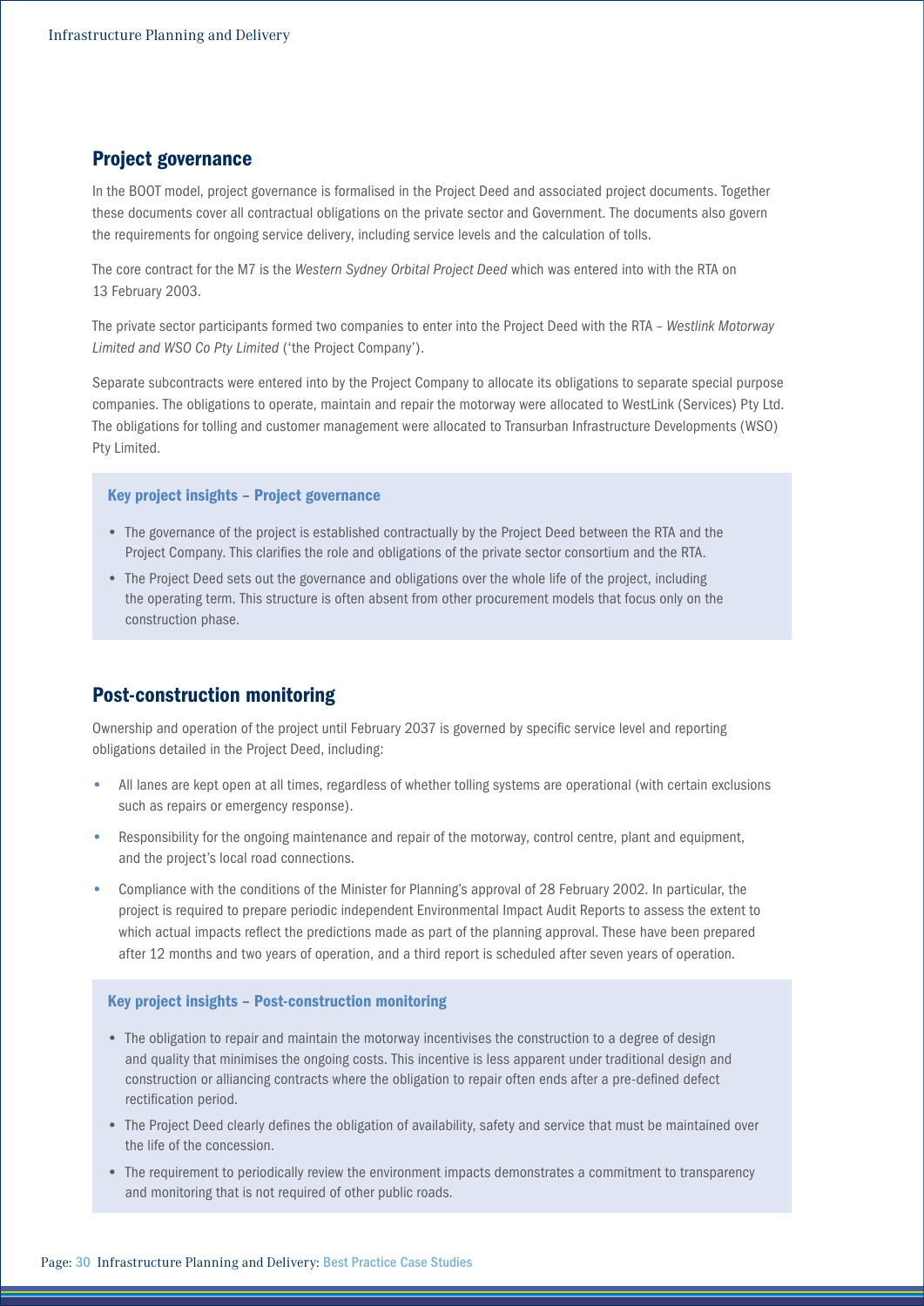## Project governance

In the BOOT model, project governance is formalised in the Project Deed and associated project documents. Together these documents cover all contractual obligations on the private sector and Government. The documents also govern the requirements for ongoing service delivery, including service levels and the calculation of tolls.

The core contract for the M7 is the *Western Sydney Orbital Project Deed* which was entered into with the RTA on 13 February 2003.

The private sector participants formed two companies to enter into the Project Deed with the RTA – *Westlink Motorway Limited and WSO Co Pty Limited* ('the Project Company').

Separate subcontracts were entered into by the Project Company to allocate its obligations to separate special purpose companies. The obligations to operate, maintain and repair the motorway were allocated to WestLink (Services) Pty Ltd. The obligations for tolling and customer management were allocated to Transurban Infrastructure Developments (WSO) Pty Limited.

### Key project insights – Project governance

- The governance of the project is established contractually by the Project Deed between the RTA and the Project Company. This clarifies the role and obligations of the private sector consortium and the RTA.
- The Project Deed sets out the governance and obligations over the whole life of the project, including the operating term. This structure is often absent from other procurement models that focus only on the construction phase.

## Post-construction monitoring

Ownership and operation of the project until February 2037 is governed by specific service level and reporting obligations detailed in the Project Deed, including:

- All lanes are kept open at all times, regardless of whether tolling systems are operational (with certain exclusions such as repairs or emergency response).
- Responsibility for the ongoing maintenance and repair of the motorway, control centre, plant and equipment, and the project's local road connections.
- Compliance with the conditions of the Minister for Planning's approval of 28 February 2002. In particular, the project is required to prepare periodic independent Environmental Impact Audit Reports to assess the extent to which actual impacts reflect the predictions made as part of the planning approval. These have been prepared after 12 months and two years of operation, and a third report is scheduled after seven years of operation.

### Key project insights – Post-construction monitoring

- The obligation to repair and maintain the motorway incentivises the construction to a degree of design and quality that minimises the ongoing costs. This incentive is less apparent under traditional design and construction or alliancing contracts where the obligation to repair often ends after a pre-defined defect rectification period.
- The Project Deed clearly defines the obligation of availability, safety and service that must be maintained over the life of the concession.
- The requirement to periodically review the environment impacts demonstrates a commitment to transparency and monitoring that is not required of other public roads.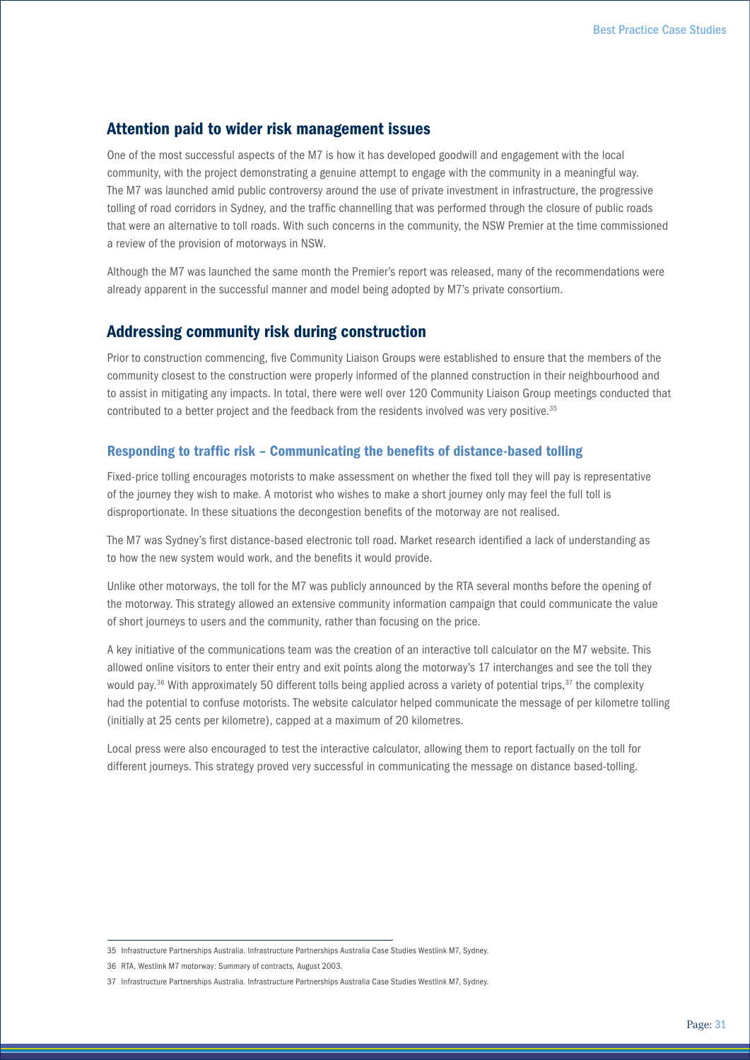## Attention paid to wider risk management issues

One of the most successful aspects of the M7 is how it has developed goodwill and engagement with the local community, with the project demonstrating a genuine attempt to engage with the community in a meaningful way. The M7 was launched amid public controversy around the use of private investment in infrastructure, the progressive tolling of road corridors in Sydney, and the traffic channelling that was performed through the closure of public roads that were an alternative to toll roads. With such concerns in the community, the NSW Premier at the time commissioned a review of the provision of motorways in NSW.

Although the M7 was launched the same month the Premier's report was released, many of the recommendations were already apparent in the successful manner and model being adopted by M7's private consortium.

## Addressing community risk during construction

Prior to construction commencing, five Community Liaison Groups were established to ensure that the members of the community closest to the construction were properly informed of the planned construction in their neighbourhood and to assist in mitigating any impacts. In total, there were well over 120 Community Liaison Group meetings conducted that contributed to a better project and the feedback from the residents involved was very positive.[35]

### Responding to traffic risk – Communicating the benefits of distance-based tolling

Fixed-price tolling encourages motorists to make assessment on whether the fixed toll they will pay is representative of the journey they wish to make. A motorist who wishes to make a short journey only may feel the full toll is disproportionate. In these situations the decongestion benefits of the motorway are not realised.

The M7 was Sydney's first distance-based electronic toll road. Market research identified a lack of understanding as to how the new system would work, and the benefits it would provide.

Unlike other motorways, the toll for the M7 was publicly announced by the RTA several months before the opening of the motorway. This strategy allowed an extensive community information campaign that could communicate the value of short journeys to users and the community, rather than focusing on the price.

A key initiative of the communications team was the creation of an interactive toll calculator on the M7 website. This allowed online visitors to enter their entry and exit points along the motorway's 17 interchanges and see the toll they would pay.[36] With approximately 50 different tolls being applied across a variety of potential trips,[37] the complexity had the potential to confuse motorists. The website calculator helped communicate the message of per kilometre tolling (initially at 25 cents per kilometre), capped at a maximum of 20 kilometres.

Local press were also encouraged to test the interactive calculator, allowing them to report factually on the toll for different journeys. This strategy proved very successful in communicating the message on distance based-tolling.

---

35 Infrastructure Partnerships Australia. Infrastructure Partnerships Australia Case Studies Westlink M7, Sydney.

36 RTA, Westlink M7 motorway: Summary of contracts, August 2003.

37 Infrastructure Partnerships Australia. Infrastructure Partnerships Australia Case Studies Westlink M7, Sydney.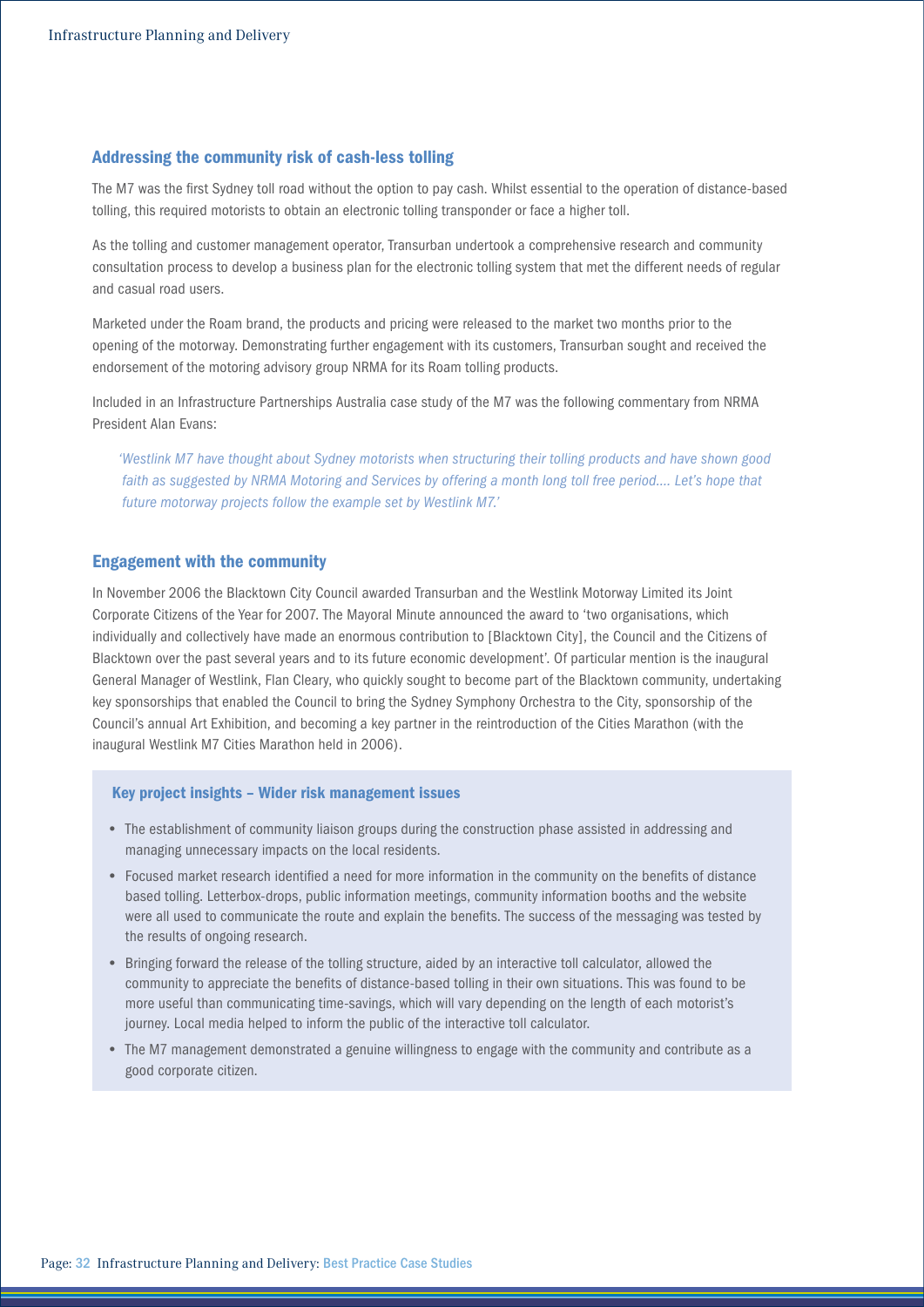## Addressing the community risk of cash-less tolling

The M7 was the first Sydney toll road without the option to pay cash. Whilst essential to the operation of distance-based tolling, this required motorists to obtain an electronic tolling transponder or face a higher toll.

As the tolling and customer management operator, Transurban undertook a comprehensive research and community consultation process to develop a business plan for the electronic tolling system that met the different needs of regular and casual road users.

Marketed under the Roam brand, the products and pricing were released to the market two months prior to the opening of the motorway. Demonstrating further engagement with its customers, Transurban sought and received the endorsement of the motoring advisory group NRMA for its Roam tolling products.

Included in an Infrastructure Partnerships Australia case study of the M7 was the following commentary from NRMA President Alan Evans:

> *'Westlink M7 have thought about Sydney motorists when structuring their tolling products and have shown good faith as suggested by NRMA Motoring and Services by offering a month long toll free period…. Let's hope that future motorway projects follow the example set by Westlink M7.'*

## Engagement with the community

In November 2006 the Blacktown City Council awarded Transurban and the Westlink Motorway Limited its Joint Corporate Citizens of the Year for 2007. The Mayoral Minute announced the award to 'two organisations, which individually and collectively have made an enormous contribution to [Blacktown City], the Council and the Citizens of Blacktown over the past several years and to its future economic development'. Of particular mention is the inaugural General Manager of Westlink, Flan Cleary, who quickly sought to become part of the Blacktown community, undertaking key sponsorships that enabled the Council to bring the Sydney Symphony Orchestra to the City, sponsorship of the Council's annual Art Exhibition, and becoming a key partner in the reintroduction of the Cities Marathon (with the inaugural Westlink M7 Cities Marathon held in 2006).

### Key project insights – Wider risk management issues

- The establishment of community liaison groups during the construction phase assisted in addressing and managing unnecessary impacts on the local residents.
- Focused market research identified a need for more information in the community on the benefits of distance based tolling. Letterbox-drops, public information meetings, community information booths and the website were all used to communicate the route and explain the benefits. The success of the messaging was tested by the results of ongoing research.
- Bringing forward the release of the tolling structure, aided by an interactive toll calculator, allowed the community to appreciate the benefits of distance-based tolling in their own situations. This was found to be more useful than communicating time-savings, which will vary depending on the length of each motorist's journey. Local media helped to inform the public of the interactive toll calculator.
- The M7 management demonstrated a genuine willingness to engage with the community and contribute as a good corporate citizen.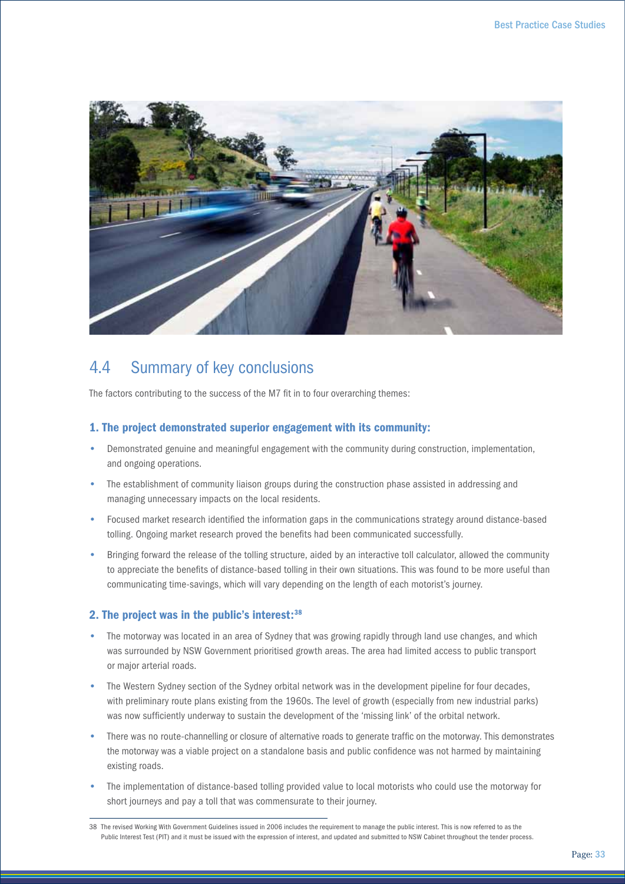## 4.4 Summary of key conclusions

The factors contributing to the success of the M7 fit in to four overarching themes:

### 1. The project demonstrated superior engagement with its community:

- Demonstrated genuine and meaningful engagement with the community during construction, implementation, and ongoing operations.
- The establishment of community liaison groups during the construction phase assisted in addressing and managing unnecessary impacts on the local residents.
- Focused market research identified the information gaps in the communications strategy around distance-based tolling. Ongoing market research proved the benefits had been communicated successfully.
- Bringing forward the release of the tolling structure, aided by an interactive toll calculator, allowed the community to appreciate the benefits of distance-based tolling in their own situations. This was found to be more useful than communicating time-savings, which will vary depending on the length of each motorist's journey.

### 2. The project was in the public's interest:[38]

- The motorway was located in an area of Sydney that was growing rapidly through land use changes, and which was surrounded by NSW Government prioritised growth areas. The area had limited access to public transport or major arterial roads.
- The Western Sydney section of the Sydney orbital network was in the development pipeline for four decades, with preliminary route plans existing from the 1960s. The level of growth (especially from new industrial parks) was now sufficiently underway to sustain the development of the 'missing link' of the orbital network.
- There was no route-channelling or closure of alternative roads to generate traffic on the motorway. This demonstrates the motorway was a viable project on a standalone basis and public confidence was not harmed by maintaining existing roads.
- The implementation of distance-based tolling provided value to local motorists who could use the motorway for short journeys and pay a toll that was commensurate to their journey.

[38] The revised Working With Government Guidelines issued in 2006 includes the requirement to manage the public interest. This is now referred to as the Public Interest Test (PIT) and it must be issued with the expression of interest, and updated and submitted to NSW Cabinet throughout the tender process.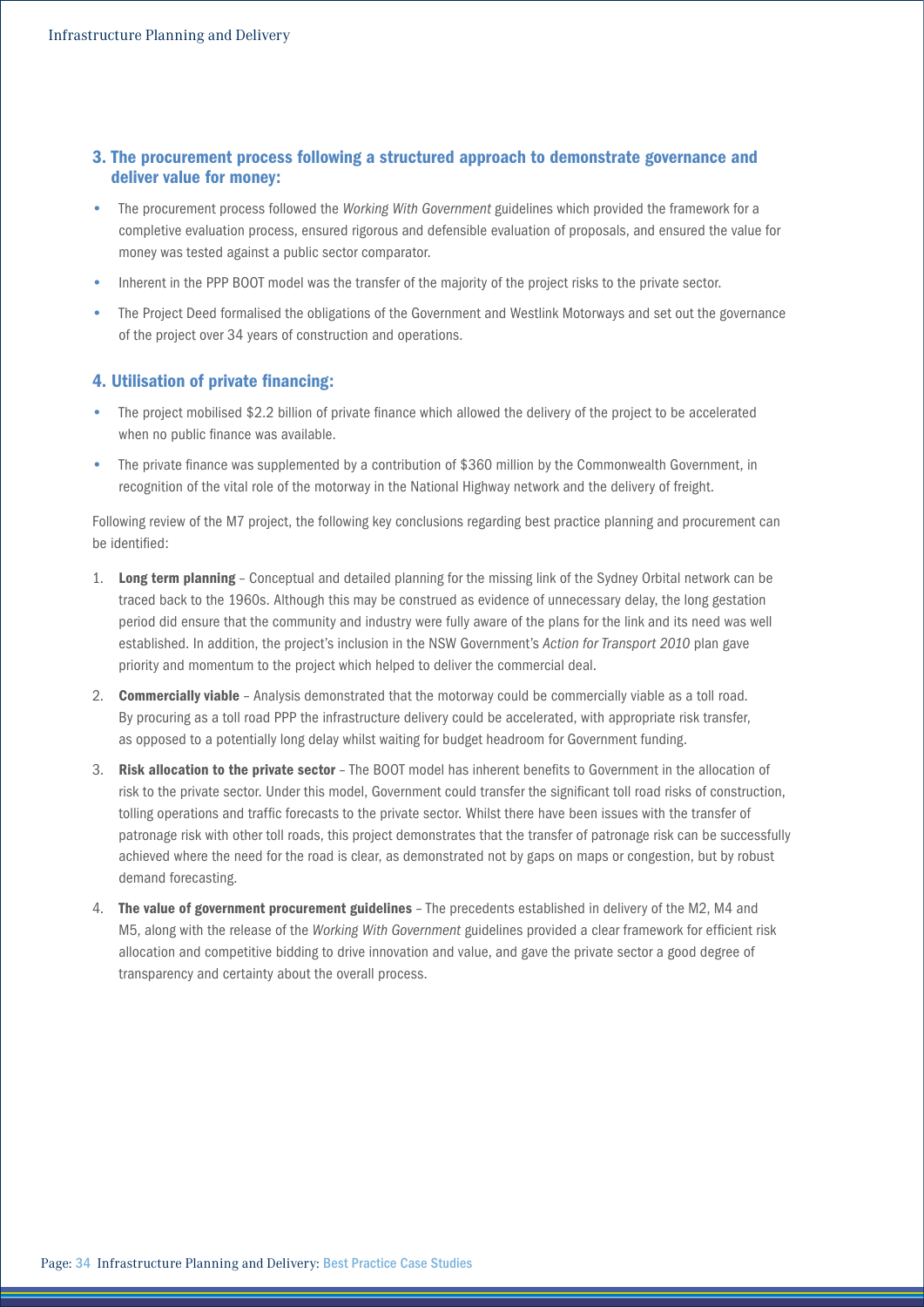### 3. The procurement process following a structured approach to demonstrate governance and deliver value for money:

- The procurement process followed the *Working With Government* guidelines which provided the framework for a completive evaluation process, ensured rigorous and defensible evaluation of proposals, and ensured the value for money was tested against a public sector comparator.
- Inherent in the PPP BOOT model was the transfer of the majority of the project risks to the private sector.
- The Project Deed formalised the obligations of the Government and Westlink Motorways and set out the governance of the project over 34 years of construction and operations.

### 4. Utilisation of private financing:

- The project mobilised $2.2 billion of private finance which allowed the delivery of the project to be accelerated when no public finance was available.
- The private finance was supplemented by a contribution of $360 million by the Commonwealth Government, in recognition of the vital role of the motorway in the National Highway network and the delivery of freight.

Following review of the M7 project, the following key conclusions regarding best practice planning and procurement can be identified:

1. **Long term planning** – Conceptual and detailed planning for the missing link of the Sydney Orbital network can be traced back to the 1960s. Although this may be construed as evidence of unnecessary delay, the long gestation period did ensure that the community and industry were fully aware of the plans for the link and its need was well established. In addition, the project's inclusion in the NSW Government's *Action for Transport 2010* plan gave priority and momentum to the project which helped to deliver the commercial deal.
2. **Commercially viable** – Analysis demonstrated that the motorway could be commercially viable as a toll road. By procuring as a toll road PPP the infrastructure delivery could be accelerated, with appropriate risk transfer, as opposed to a potentially long delay whilst waiting for budget headroom for Government funding.
3. **Risk allocation to the private sector** – The BOOT model has inherent benefits to Government in the allocation of risk to the private sector. Under this model, Government could transfer the significant toll road risks of construction, tolling operations and traffic forecasts to the private sector. Whilst there have been issues with the transfer of patronage risk with other toll roads, this project demonstrates that the transfer of patronage risk can be successfully achieved where the need for the road is clear, as demonstrated not by gaps on maps or congestion, but by robust demand forecasting.
4. **The value of government procurement guidelines** – The precedents established in delivery of the M2, M4 and M5, along with the release of the *Working With Government* guidelines provided a clear framework for efficient risk allocation and competitive bidding to drive innovation and value, and gave the private sector a good degree of transparency and certainty about the overall process.